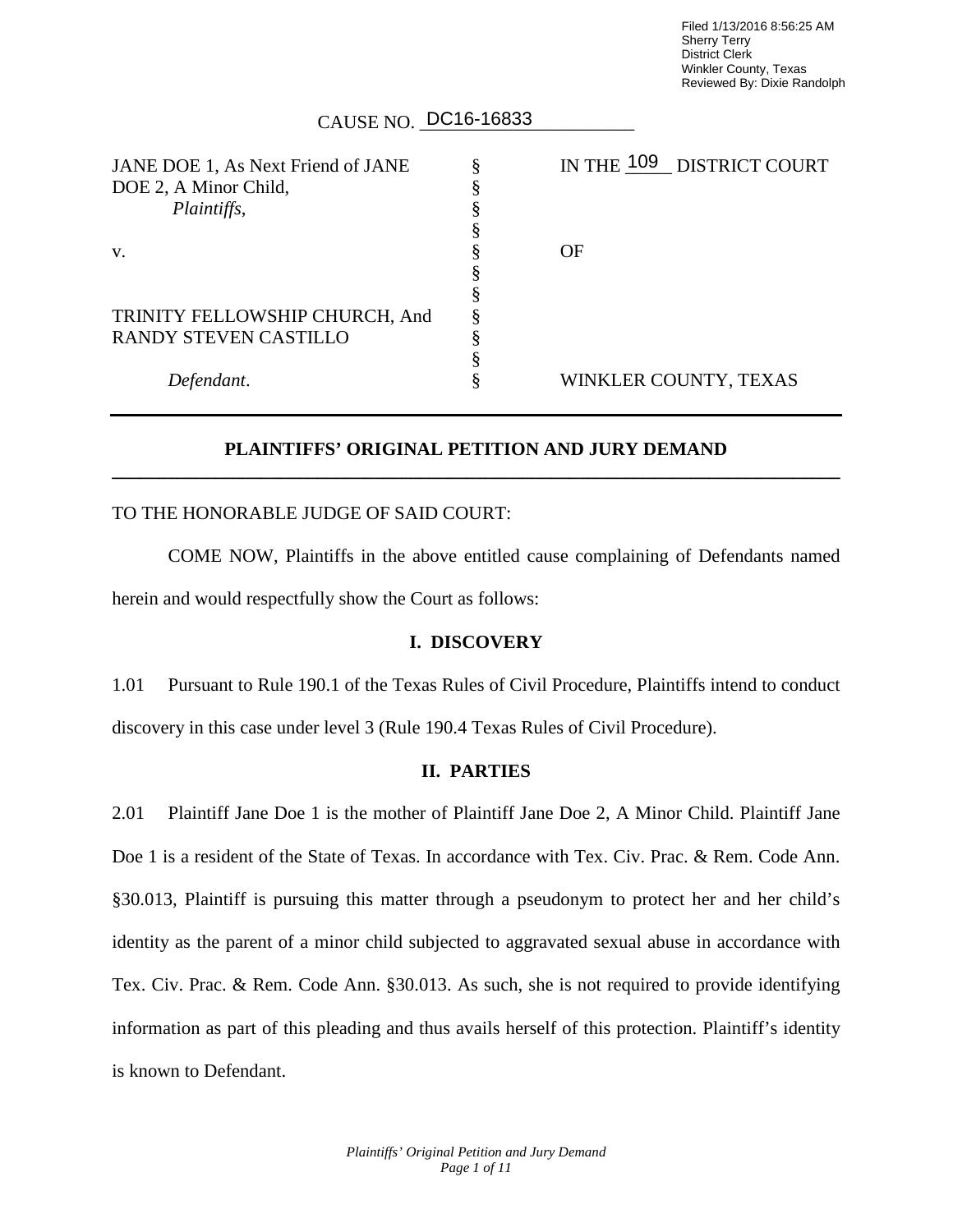Filed 1/13/2016 8:56:25 AM
Sherry Terry
District Clerk
Winkler County, Texas
Reviewed By: Dixie Randolph

CAUSE NO. DC16-16833

| | | |
|---|---|---|
| JANE DOE 1, As Next Friend of JANE DOE 2, A Minor Child, *Plaintiffs*, | § | IN THE 109 DISTRICT COURT |
| v. | § | OF |
| TRINITY FELLOWSHIP CHURCH, And RANDY STEVEN CASTILLO | § | |
| *Defendant*. | § | WINKLER COUNTY, TEXAS |

## PLAINTIFFS' ORIGINAL PETITION AND JURY DEMAND

TO THE HONORABLE JUDGE OF SAID COURT:

COME NOW, Plaintiffs in the above entitled cause complaining of Defendants named herein and would respectfully show the Court as follows:

### I. DISCOVERY

1.01 Pursuant to Rule 190.1 of the Texas Rules of Civil Procedure, Plaintiffs intend to conduct discovery in this case under level 3 (Rule 190.4 Texas Rules of Civil Procedure).

### II. PARTIES

2.01 Plaintiff Jane Doe 1 is the mother of Plaintiff Jane Doe 2, A Minor Child. Plaintiff Jane Doe 1 is a resident of the State of Texas. In accordance with Tex. Civ. Prac. & Rem. Code Ann. §30.013, Plaintiff is pursuing this matter through a pseudonym to protect her and her child's identity as the parent of a minor child subjected to aggravated sexual abuse in accordance with Tex. Civ. Prac. & Rem. Code Ann. §30.013. As such, she is not required to provide identifying information as part of this pleading and thus avails herself of this protection. Plaintiff's identity is known to Defendant.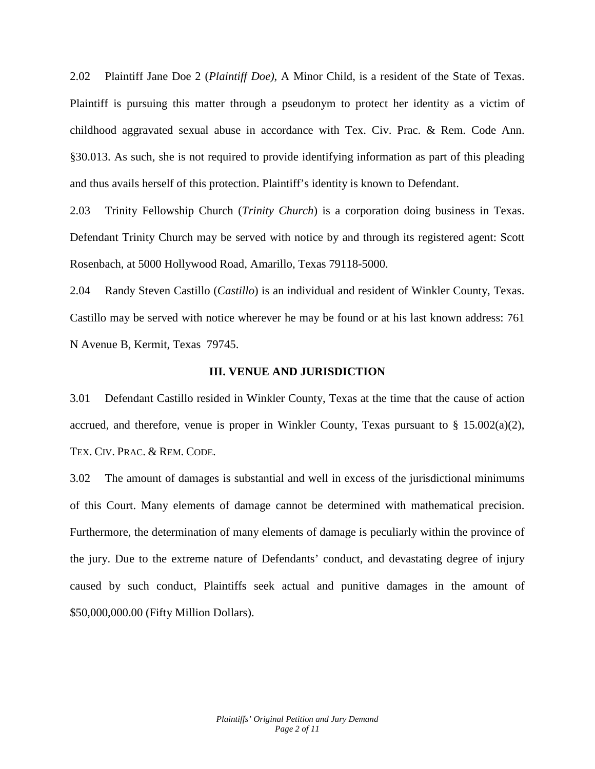2.02 Plaintiff Jane Doe 2 (*Plaintiff Doe)*, A Minor Child, is a resident of the State of Texas. Plaintiff is pursuing this matter through a pseudonym to protect her identity as a victim of childhood aggravated sexual abuse in accordance with Tex. Civ. Prac. & Rem. Code Ann. §30.013. As such, she is not required to provide identifying information as part of this pleading and thus avails herself of this protection. Plaintiff's identity is known to Defendant.

2.03 Trinity Fellowship Church (*Trinity Church*) is a corporation doing business in Texas. Defendant Trinity Church may be served with notice by and through its registered agent: Scott Rosenbach, at 5000 Hollywood Road, Amarillo, Texas 79118-5000.

2.04 Randy Steven Castillo (*Castillo*) is an individual and resident of Winkler County, Texas. Castillo may be served with notice wherever he may be found or at his last known address: 761 N Avenue B, Kermit, Texas 79745.

## III. VENUE AND JURISDICTION

3.01 Defendant Castillo resided in Winkler County, Texas at the time that the cause of action accrued, and therefore, venue is proper in Winkler County, Texas pursuant to § 15.002(a)(2), TEX. CIV. PRAC. & REM. CODE.

3.02 The amount of damages is substantial and well in excess of the jurisdictional minimums of this Court. Many elements of damage cannot be determined with mathematical precision. Furthermore, the determination of many elements of damage is peculiarly within the province of the jury. Due to the extreme nature of Defendants' conduct, and devastating degree of injury caused by such conduct, Plaintiffs seek actual and punitive damages in the amount of $50,000,000.00 (Fifty Million Dollars).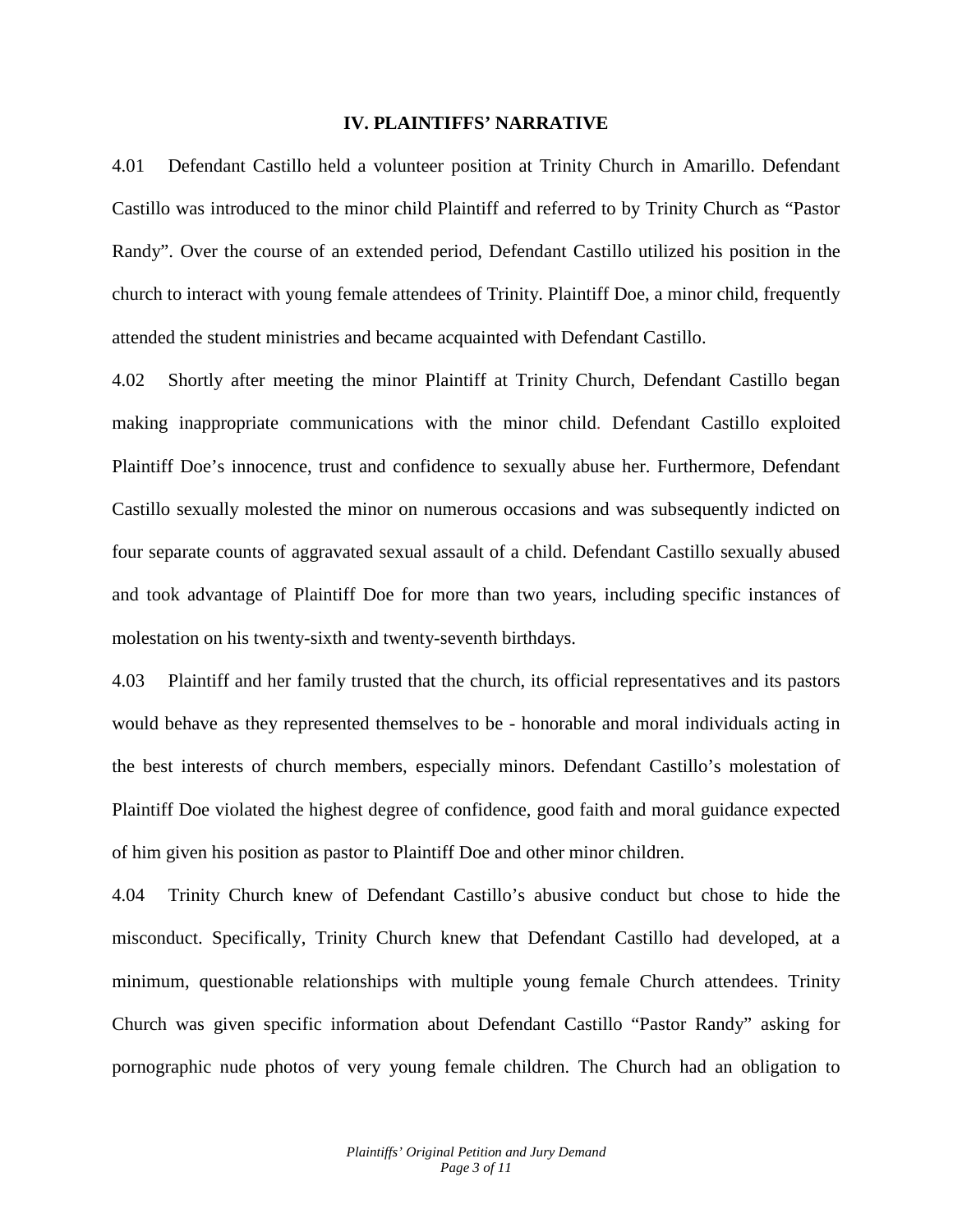## IV. PLAINTIFFS' NARRATIVE

4.01 Defendant Castillo held a volunteer position at Trinity Church in Amarillo. Defendant Castillo was introduced to the minor child Plaintiff and referred to by Trinity Church as "Pastor Randy". Over the course of an extended period, Defendant Castillo utilized his position in the church to interact with young female attendees of Trinity. Plaintiff Doe, a minor child, frequently attended the student ministries and became acquainted with Defendant Castillo.

4.02 Shortly after meeting the minor Plaintiff at Trinity Church, Defendant Castillo began making inappropriate communications with the minor child. Defendant Castillo exploited Plaintiff Doe's innocence, trust and confidence to sexually abuse her. Furthermore, Defendant Castillo sexually molested the minor on numerous occasions and was subsequently indicted on four separate counts of aggravated sexual assault of a child. Defendant Castillo sexually abused and took advantage of Plaintiff Doe for more than two years, including specific instances of molestation on his twenty-sixth and twenty-seventh birthdays.

4.03 Plaintiff and her family trusted that the church, its official representatives and its pastors would behave as they represented themselves to be - honorable and moral individuals acting in the best interests of church members, especially minors. Defendant Castillo's molestation of Plaintiff Doe violated the highest degree of confidence, good faith and moral guidance expected of him given his position as pastor to Plaintiff Doe and other minor children.

4.04 Trinity Church knew of Defendant Castillo's abusive conduct but chose to hide the misconduct. Specifically, Trinity Church knew that Defendant Castillo had developed, at a minimum, questionable relationships with multiple young female Church attendees. Trinity Church was given specific information about Defendant Castillo "Pastor Randy" asking for pornographic nude photos of very young female children. The Church had an obligation to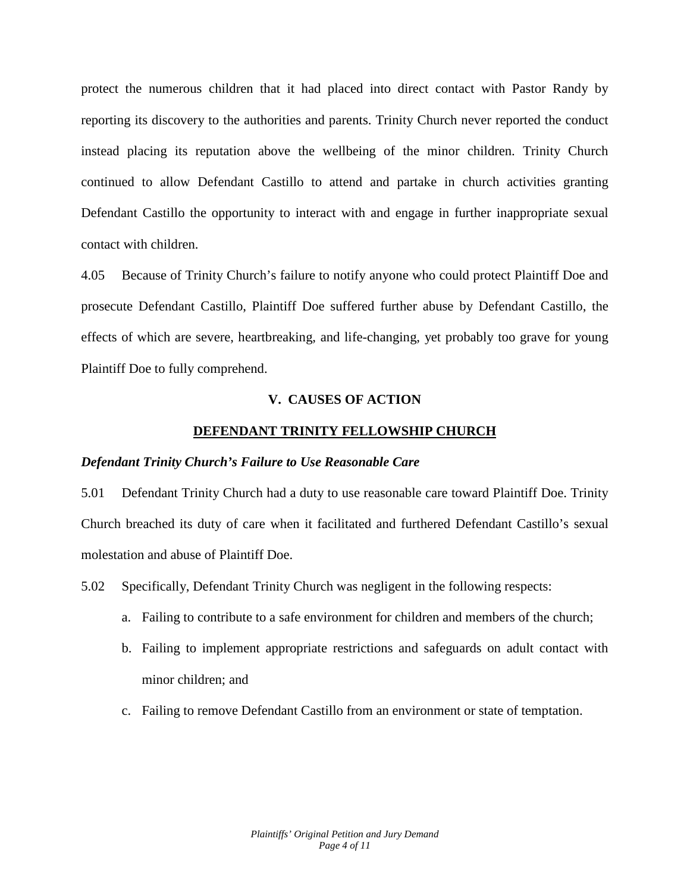protect the numerous children that it had placed into direct contact with Pastor Randy by reporting its discovery to the authorities and parents. Trinity Church never reported the conduct instead placing its reputation above the wellbeing of the minor children. Trinity Church continued to allow Defendant Castillo to attend and partake in church activities granting Defendant Castillo the opportunity to interact with and engage in further inappropriate sexual contact with children.

4.05 Because of Trinity Church's failure to notify anyone who could protect Plaintiff Doe and prosecute Defendant Castillo, Plaintiff Doe suffered further abuse by Defendant Castillo, the effects of which are severe, heartbreaking, and life-changing, yet probably too grave for young Plaintiff Doe to fully comprehend.

## V. CAUSES OF ACTION

### DEFENDANT TRINITY FELLOWSHIP CHURCH

***Defendant Trinity Church's Failure to Use Reasonable Care***

5.01 Defendant Trinity Church had a duty to use reasonable care toward Plaintiff Doe. Trinity Church breached its duty of care when it facilitated and furthered Defendant Castillo's sexual molestation and abuse of Plaintiff Doe.

5.02 Specifically, Defendant Trinity Church was negligent in the following respects:

a. Failing to contribute to a safe environment for children and members of the church;

b. Failing to implement appropriate restrictions and safeguards on adult contact with minor children; and

c. Failing to remove Defendant Castillo from an environment or state of temptation.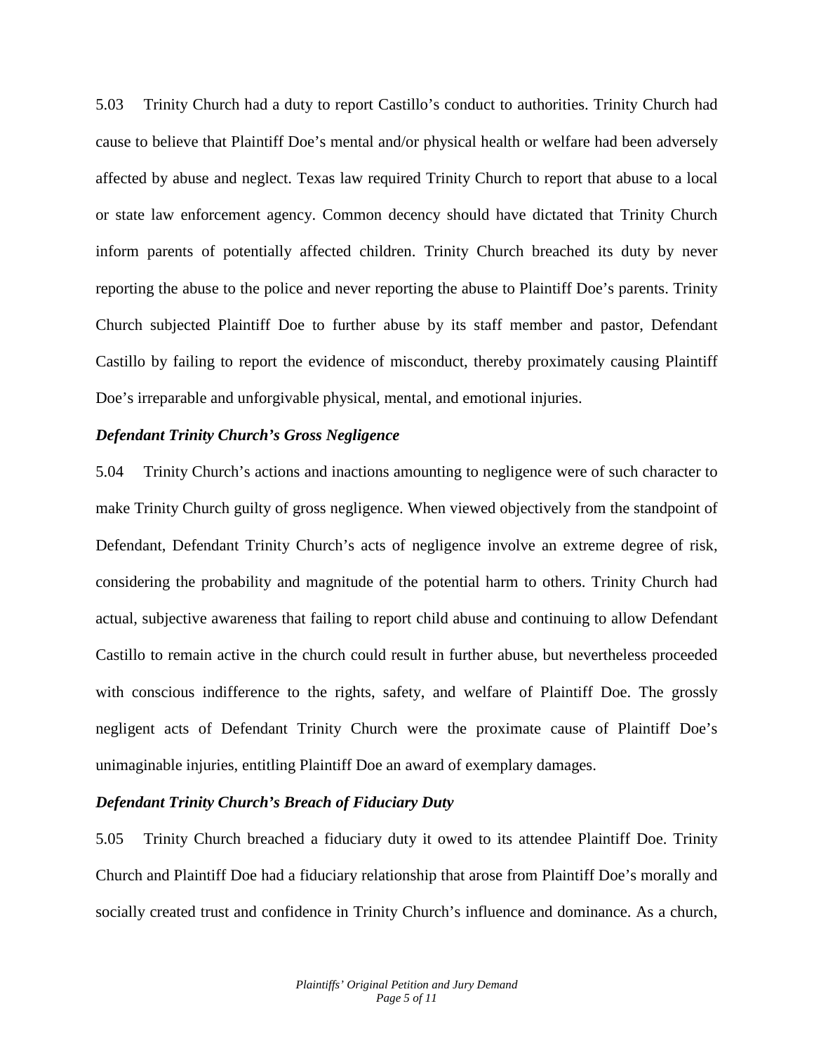5.03 Trinity Church had a duty to report Castillo's conduct to authorities. Trinity Church had cause to believe that Plaintiff Doe's mental and/or physical health or welfare had been adversely affected by abuse and neglect. Texas law required Trinity Church to report that abuse to a local or state law enforcement agency. Common decency should have dictated that Trinity Church inform parents of potentially affected children. Trinity Church breached its duty by never reporting the abuse to the police and never reporting the abuse to Plaintiff Doe's parents. Trinity Church subjected Plaintiff Doe to further abuse by its staff member and pastor, Defendant Castillo by failing to report the evidence of misconduct, thereby proximately causing Plaintiff Doe's irreparable and unforgivable physical, mental, and emotional injuries.

***Defendant Trinity Church's Gross Negligence***

5.04 Trinity Church's actions and inactions amounting to negligence were of such character to make Trinity Church guilty of gross negligence. When viewed objectively from the standpoint of Defendant, Defendant Trinity Church's acts of negligence involve an extreme degree of risk, considering the probability and magnitude of the potential harm to others. Trinity Church had actual, subjective awareness that failing to report child abuse and continuing to allow Defendant Castillo to remain active in the church could result in further abuse, but nevertheless proceeded with conscious indifference to the rights, safety, and welfare of Plaintiff Doe. The grossly negligent acts of Defendant Trinity Church were the proximate cause of Plaintiff Doe's unimaginable injuries, entitling Plaintiff Doe an award of exemplary damages.

***Defendant Trinity Church's Breach of Fiduciary Duty***

5.05 Trinity Church breached a fiduciary duty it owed to its attendee Plaintiff Doe. Trinity Church and Plaintiff Doe had a fiduciary relationship that arose from Plaintiff Doe's morally and socially created trust and confidence in Trinity Church's influence and dominance. As a church,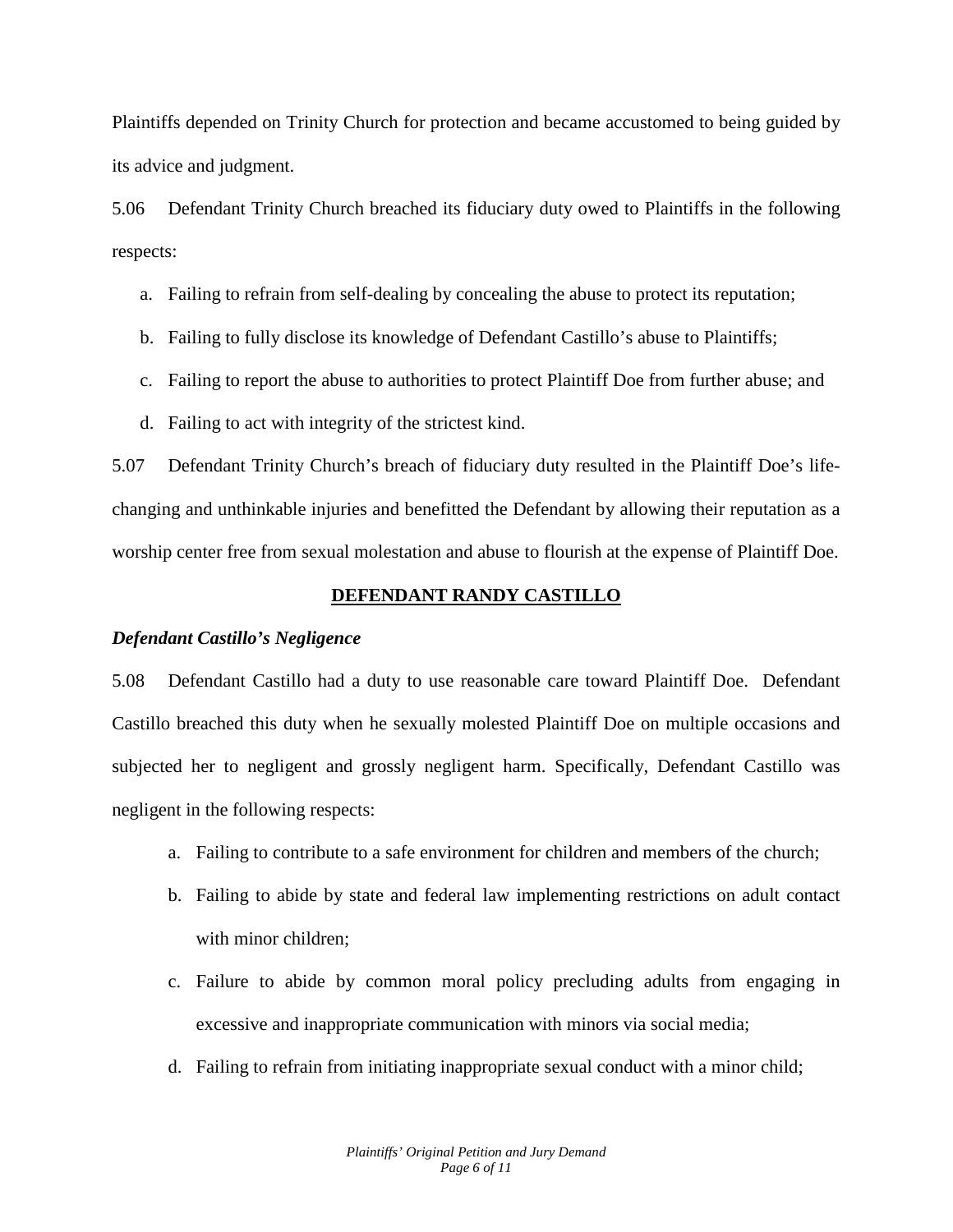Plaintiffs depended on Trinity Church for protection and became accustomed to being guided by its advice and judgment.

5.06 Defendant Trinity Church breached its fiduciary duty owed to Plaintiffs in the following respects:

a. Failing to refrain from self-dealing by concealing the abuse to protect its reputation;

b. Failing to fully disclose its knowledge of Defendant Castillo's abuse to Plaintiffs;

c. Failing to report the abuse to authorities to protect Plaintiff Doe from further abuse; and

d. Failing to act with integrity of the strictest kind.

5.07 Defendant Trinity Church's breach of fiduciary duty resulted in the Plaintiff Doe's life-changing and unthinkable injuries and benefitted the Defendant by allowing their reputation as a worship center free from sexual molestation and abuse to flourish at the expense of Plaintiff Doe.

## DEFENDANT RANDY CASTILLO

### *Defendant Castillo's Negligence*

5.08 Defendant Castillo had a duty to use reasonable care toward Plaintiff Doe. Defendant Castillo breached this duty when he sexually molested Plaintiff Doe on multiple occasions and subjected her to negligent and grossly negligent harm. Specifically, Defendant Castillo was negligent in the following respects:

a. Failing to contribute to a safe environment for children and members of the church;

b. Failing to abide by state and federal law implementing restrictions on adult contact with minor children;

c. Failure to abide by common moral policy precluding adults from engaging in excessive and inappropriate communication with minors via social media;

d. Failing to refrain from initiating inappropriate sexual conduct with a minor child;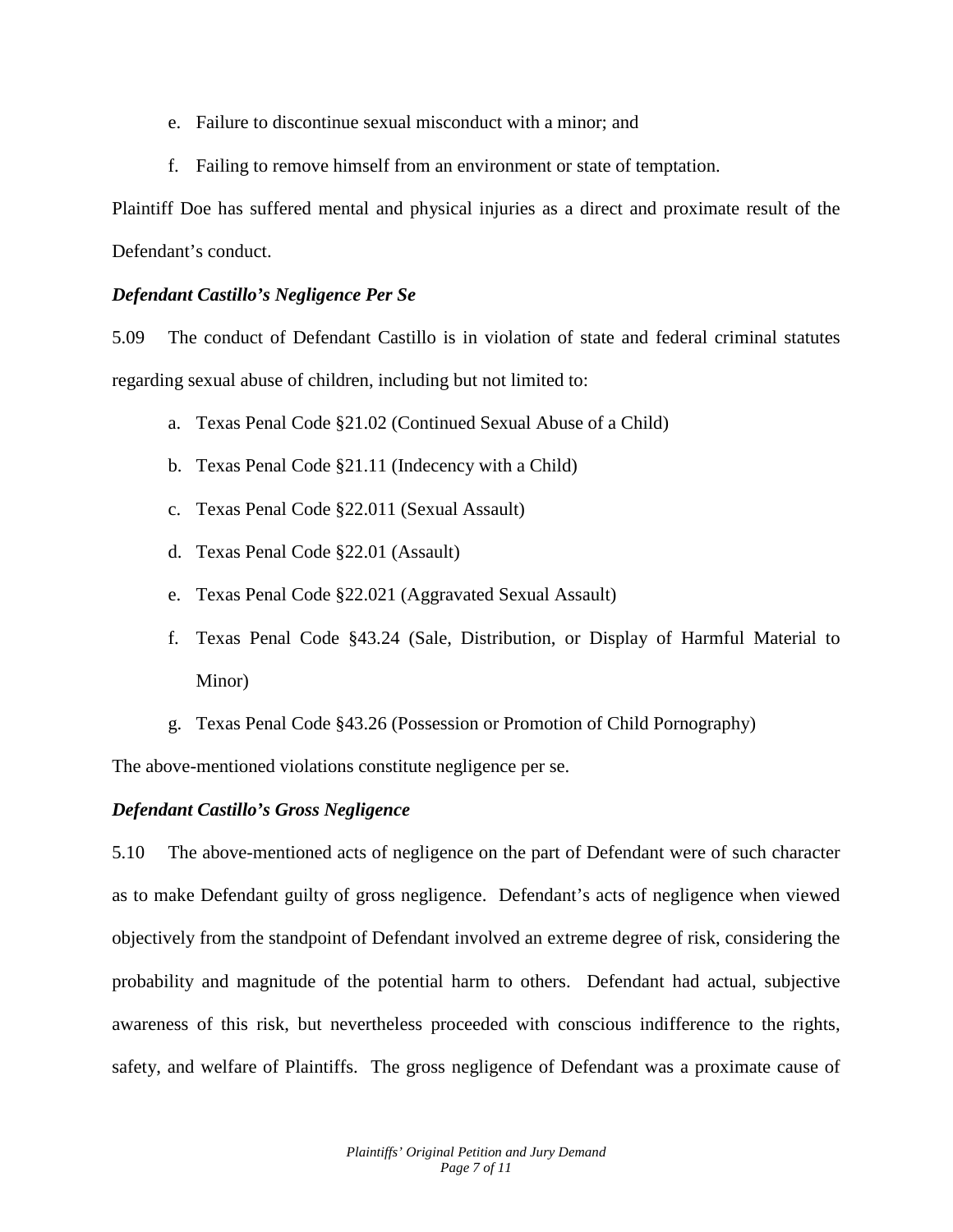e. Failure to discontinue sexual misconduct with a minor; and

f. Failing to remove himself from an environment or state of temptation.

Plaintiff Doe has suffered mental and physical injuries as a direct and proximate result of the Defendant's conduct.

***Defendant Castillo's Negligence Per Se***

5.09 The conduct of Defendant Castillo is in violation of state and federal criminal statutes regarding sexual abuse of children, including but not limited to:

a. Texas Penal Code §21.02 (Continued Sexual Abuse of a Child)

b. Texas Penal Code §21.11 (Indecency with a Child)

c. Texas Penal Code §22.011 (Sexual Assault)

d. Texas Penal Code §22.01 (Assault)

e. Texas Penal Code §22.021 (Aggravated Sexual Assault)

f. Texas Penal Code §43.24 (Sale, Distribution, or Display of Harmful Material to Minor)

g. Texas Penal Code §43.26 (Possession or Promotion of Child Pornography)

The above-mentioned violations constitute negligence per se.

***Defendant Castillo's Gross Negligence***

5.10 The above-mentioned acts of negligence on the part of Defendant were of such character as to make Defendant guilty of gross negligence. Defendant's acts of negligence when viewed objectively from the standpoint of Defendant involved an extreme degree of risk, considering the probability and magnitude of the potential harm to others. Defendant had actual, subjective awareness of this risk, but nevertheless proceeded with conscious indifference to the rights, safety, and welfare of Plaintiffs. The gross negligence of Defendant was a proximate cause of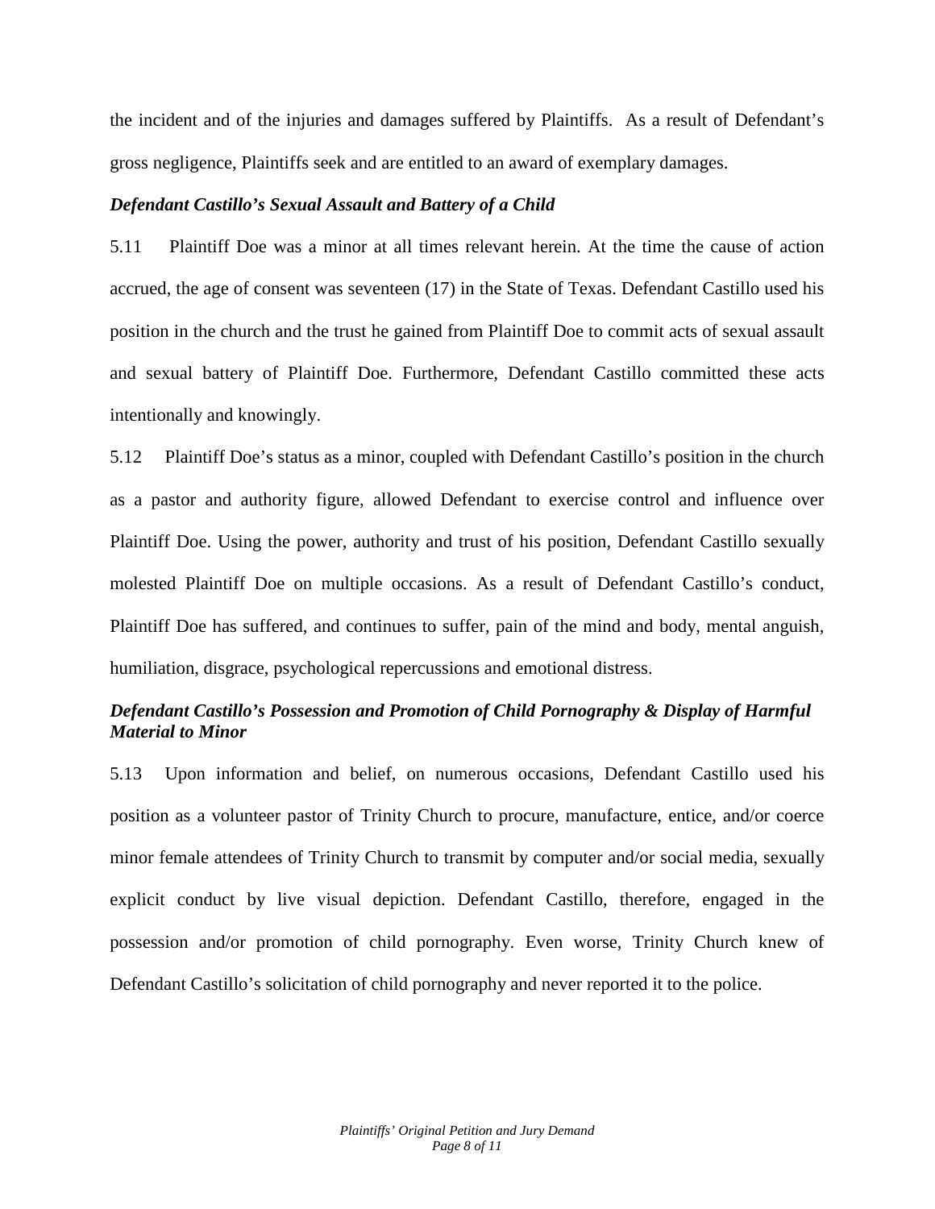the incident and of the injuries and damages suffered by Plaintiffs. As a result of Defendant's gross negligence, Plaintiffs seek and are entitled to an award of exemplary damages.

***Defendant Castillo's Sexual Assault and Battery of a Child***

5.11 Plaintiff Doe was a minor at all times relevant herein. At the time the cause of action accrued, the age of consent was seventeen (17) in the State of Texas. Defendant Castillo used his position in the church and the trust he gained from Plaintiff Doe to commit acts of sexual assault and sexual battery of Plaintiff Doe. Furthermore, Defendant Castillo committed these acts intentionally and knowingly.

5.12 Plaintiff Doe's status as a minor, coupled with Defendant Castillo's position in the church as a pastor and authority figure, allowed Defendant to exercise control and influence over Plaintiff Doe. Using the power, authority and trust of his position, Defendant Castillo sexually molested Plaintiff Doe on multiple occasions. As a result of Defendant Castillo's conduct, Plaintiff Doe has suffered, and continues to suffer, pain of the mind and body, mental anguish, humiliation, disgrace, psychological repercussions and emotional distress.

***Defendant Castillo's Possession and Promotion of Child Pornography & Display of Harmful Material to Minor***

5.13 Upon information and belief, on numerous occasions, Defendant Castillo used his position as a volunteer pastor of Trinity Church to procure, manufacture, entice, and/or coerce minor female attendees of Trinity Church to transmit by computer and/or social media, sexually explicit conduct by live visual depiction. Defendant Castillo, therefore, engaged in the possession and/or promotion of child pornography. Even worse, Trinity Church knew of Defendant Castillo's solicitation of child pornography and never reported it to the police.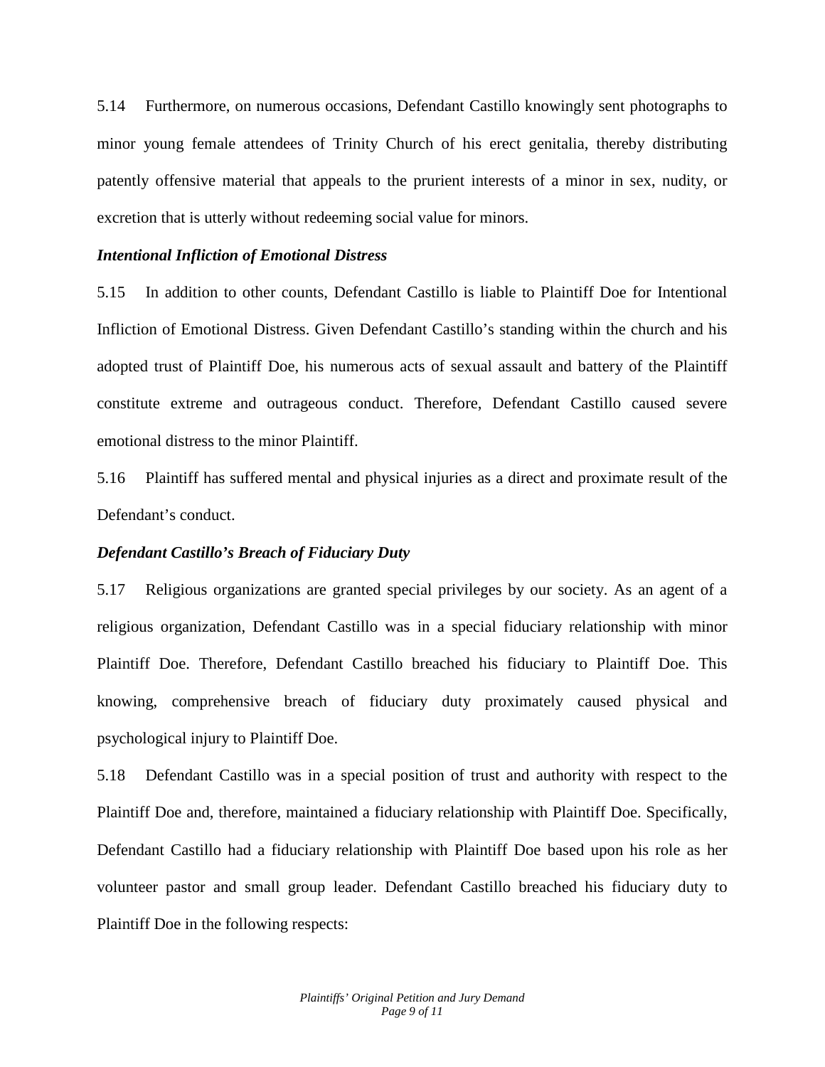5.14 Furthermore, on numerous occasions, Defendant Castillo knowingly sent photographs to minor young female attendees of Trinity Church of his erect genitalia, thereby distributing patently offensive material that appeals to the prurient interests of a minor in sex, nudity, or excretion that is utterly without redeeming social value for minors.

***Intentional Infliction of Emotional Distress***

5.15 In addition to other counts, Defendant Castillo is liable to Plaintiff Doe for Intentional Infliction of Emotional Distress. Given Defendant Castillo's standing within the church and his adopted trust of Plaintiff Doe, his numerous acts of sexual assault and battery of the Plaintiff constitute extreme and outrageous conduct. Therefore, Defendant Castillo caused severe emotional distress to the minor Plaintiff.

5.16 Plaintiff has suffered mental and physical injuries as a direct and proximate result of the Defendant's conduct.

***Defendant Castillo's Breach of Fiduciary Duty***

5.17 Religious organizations are granted special privileges by our society. As an agent of a religious organization, Defendant Castillo was in a special fiduciary relationship with minor Plaintiff Doe. Therefore, Defendant Castillo breached his fiduciary to Plaintiff Doe. This knowing, comprehensive breach of fiduciary duty proximately caused physical and psychological injury to Plaintiff Doe.

5.18 Defendant Castillo was in a special position of trust and authority with respect to the Plaintiff Doe and, therefore, maintained a fiduciary relationship with Plaintiff Doe. Specifically, Defendant Castillo had a fiduciary relationship with Plaintiff Doe based upon his role as her volunteer pastor and small group leader. Defendant Castillo breached his fiduciary duty to Plaintiff Doe in the following respects: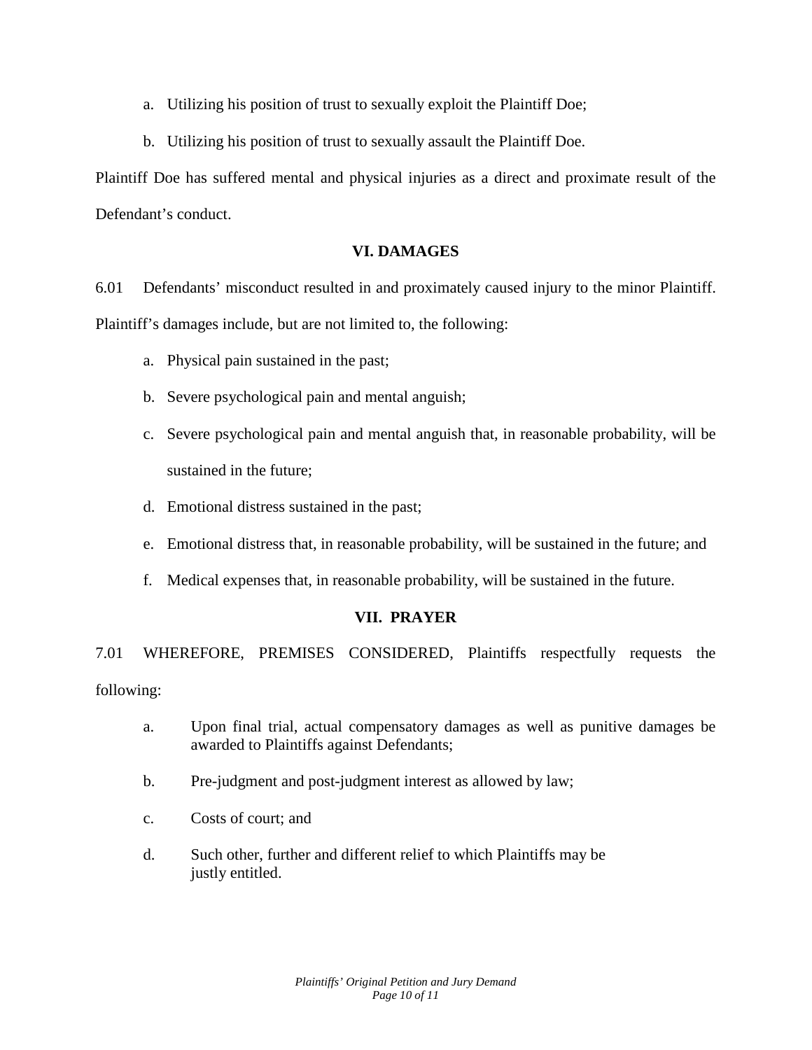a. Utilizing his position of trust to sexually exploit the Plaintiff Doe;

b. Utilizing his position of trust to sexually assault the Plaintiff Doe.

Plaintiff Doe has suffered mental and physical injuries as a direct and proximate result of the Defendant's conduct.

## VI. DAMAGES

6.01 Defendants' misconduct resulted in and proximately caused injury to the minor Plaintiff. Plaintiff's damages include, but are not limited to, the following:

a. Physical pain sustained in the past;

b. Severe psychological pain and mental anguish;

c. Severe psychological pain and mental anguish that, in reasonable probability, will be sustained in the future;

d. Emotional distress sustained in the past;

e. Emotional distress that, in reasonable probability, will be sustained in the future; and

f. Medical expenses that, in reasonable probability, will be sustained in the future.

## VII. PRAYER

7.01 WHEREFORE, PREMISES CONSIDERED, Plaintiffs respectfully requests the following:

a. Upon final trial, actual compensatory damages as well as punitive damages be awarded to Plaintiffs against Defendants;

b. Pre-judgment and post-judgment interest as allowed by law;

c. Costs of court; and

d. Such other, further and different relief to which Plaintiffs may be justly entitled.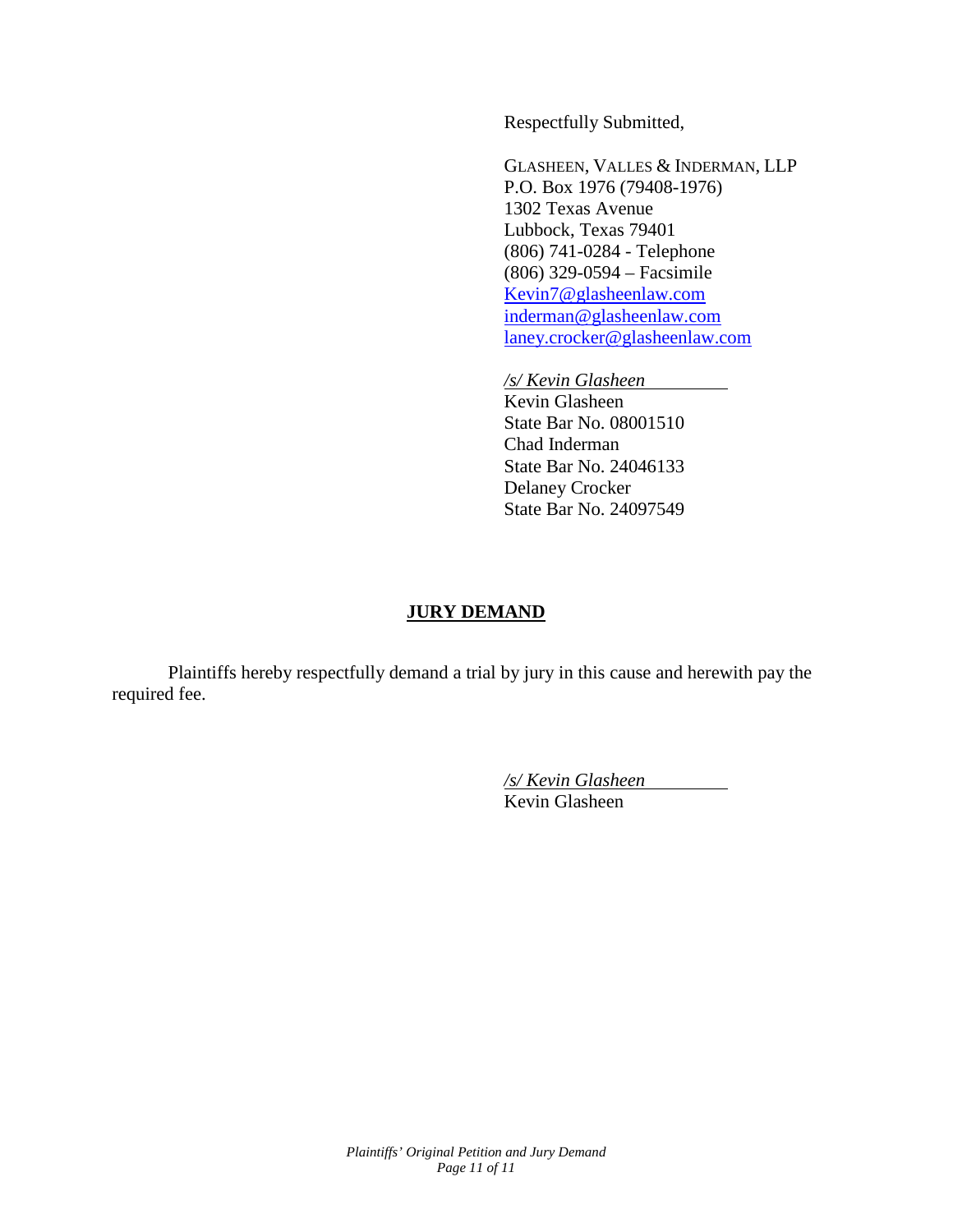Respectfully Submitted,

GLASHEEN, VALLES & INDERMAN, LLP
P.O. Box 1976 (79408-1976)
1302 Texas Avenue
Lubbock, Texas 79401
(806) 741-0284 - Telephone
(806) 329-0594 – Facsimile
Kevin7@glasheenlaw.com
inderman@glasheenlaw.com
laney.crocker@glasheenlaw.com

*/s/ Kevin Glasheen*
Kevin Glasheen
State Bar No. 08001510
Chad Inderman
State Bar No. 24046133
Delaney Crocker
State Bar No. 24097549

## JURY DEMAND

Plaintiffs hereby respectfully demand a trial by jury in this cause and herewith pay the required fee.

*/s/ Kevin Glasheen*
Kevin Glasheen